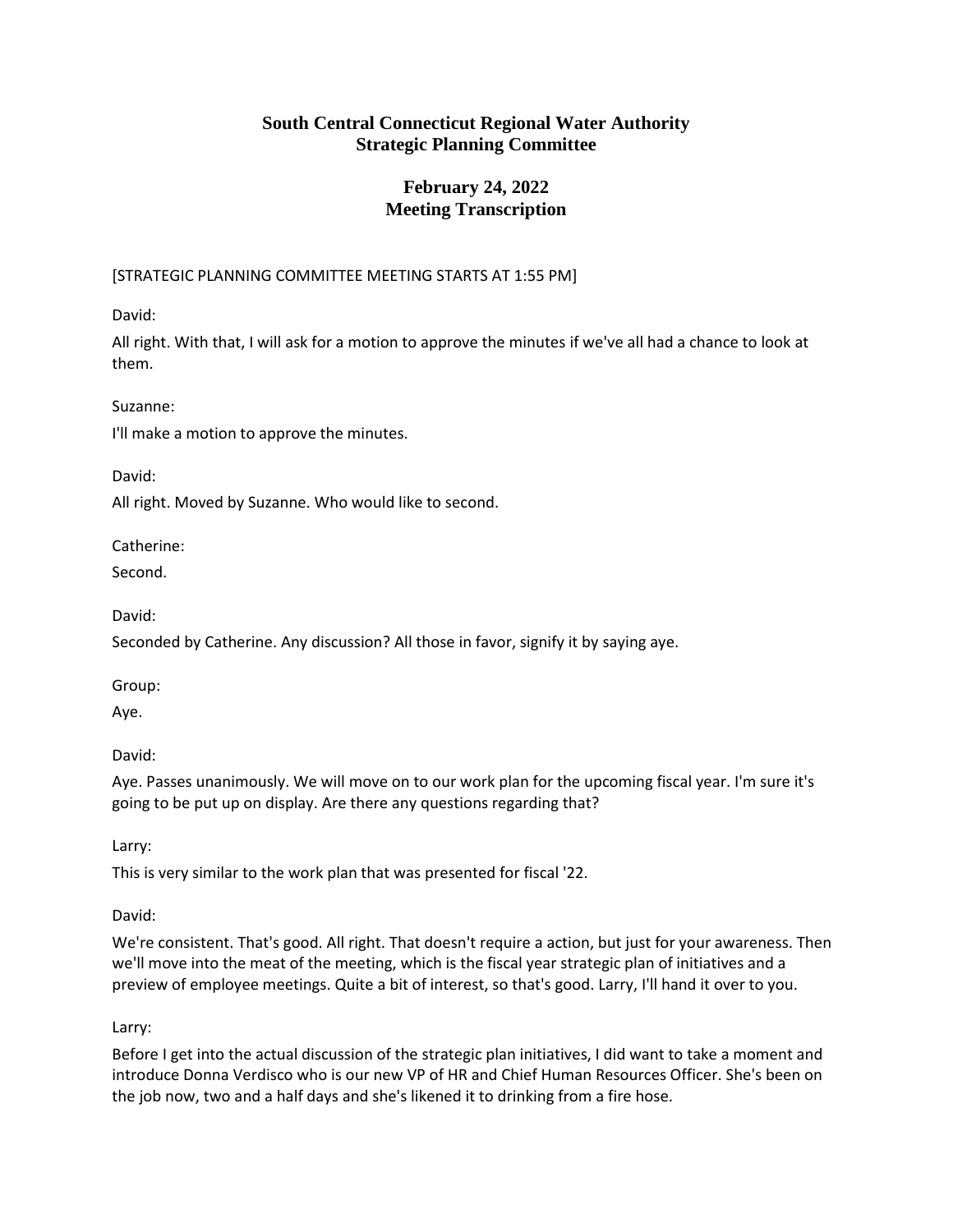# South Central Connecticut Regional Water Authority
# Strategic Planning Committee

## February 24, 2022
## Meeting Transcription

[STRATEGIC PLANNING COMMITTEE MEETING STARTS AT 1:55 PM]

David:

All right. With that, I will ask for a motion to approve the minutes if we've all had a chance to look at them.

Suzanne:

I'll make a motion to approve the minutes.

David:

All right. Moved by Suzanne. Who would like to second.

Catherine:

Second.

David:

Seconded by Catherine. Any discussion? All those in favor, signify it by saying aye.

Group:

Aye.

David:

Aye. Passes unanimously. We will move on to our work plan for the upcoming fiscal year. I'm sure it's going to be put up on display. Are there any questions regarding that?

Larry:

This is very similar to the work plan that was presented for fiscal '22.

David:

We're consistent. That's good. All right. That doesn't require a action, but just for your awareness. Then we'll move into the meat of the meeting, which is the fiscal year strategic plan of initiatives and a preview of employee meetings. Quite a bit of interest, so that's good. Larry, I'll hand it over to you.

Larry:

Before I get into the actual discussion of the strategic plan initiatives, I did want to take a moment and introduce Donna Verdisco who is our new VP of HR and Chief Human Resources Officer. She's been on the job now, two and a half days and she's likened it to drinking from a fire hose.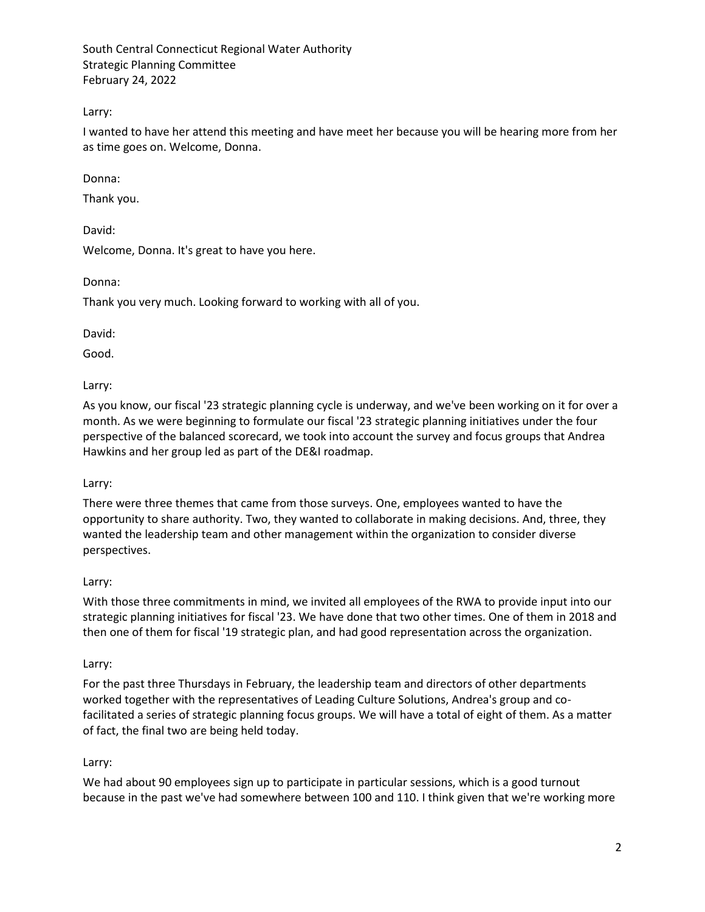Larry:

I wanted to have her attend this meeting and have meet her because you will be hearing more from her as time goes on. Welcome, Donna.

Donna:

Thank you.

David:

Welcome, Donna. It's great to have you here.

Donna:

Thank you very much. Looking forward to working with all of you.

David:

Good.

Larry:

As you know, our fiscal '23 strategic planning cycle is underway, and we've been working on it for over a month. As we were beginning to formulate our fiscal '23 strategic planning initiatives under the four perspective of the balanced scorecard, we took into account the survey and focus groups that Andrea Hawkins and her group led as part of the DE&I roadmap.

Larry:

There were three themes that came from those surveys. One, employees wanted to have the opportunity to share authority. Two, they wanted to collaborate in making decisions. And, three, they wanted the leadership team and other management within the organization to consider diverse perspectives.

Larry:

With those three commitments in mind, we invited all employees of the RWA to provide input into our strategic planning initiatives for fiscal '23. We have done that two other times. One of them in 2018 and then one of them for fiscal '19 strategic plan, and had good representation across the organization.

Larry:

For the past three Thursdays in February, the leadership team and directors of other departments worked together with the representatives of Leading Culture Solutions, Andrea's group and co-facilitated a series of strategic planning focus groups. We will have a total of eight of them. As a matter of fact, the final two are being held today.

Larry:

We had about 90 employees sign up to participate in particular sessions, which is a good turnout because in the past we've had somewhere between 100 and 110. I think given that we're working more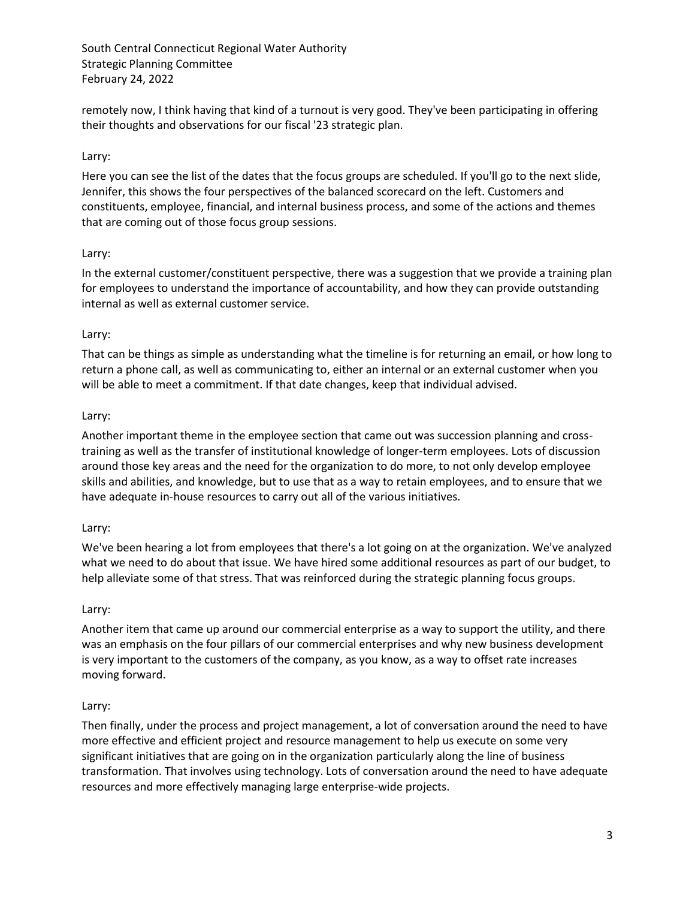remotely now, I think having that kind of a turnout is very good. They've been participating in offering their thoughts and observations for our fiscal '23 strategic plan.

Larry:

Here you can see the list of the dates that the focus groups are scheduled. If you'll go to the next slide, Jennifer, this shows the four perspectives of the balanced scorecard on the left. Customers and constituents, employee, financial, and internal business process, and some of the actions and themes that are coming out of those focus group sessions.

Larry:

In the external customer/constituent perspective, there was a suggestion that we provide a training plan for employees to understand the importance of accountability, and how they can provide outstanding internal as well as external customer service.

Larry:

That can be things as simple as understanding what the timeline is for returning an email, or how long to return a phone call, as well as communicating to, either an internal or an external customer when you will be able to meet a commitment. If that date changes, keep that individual advised.

Larry:

Another important theme in the employee section that came out was succession planning and cross-training as well as the transfer of institutional knowledge of longer-term employees. Lots of discussion around those key areas and the need for the organization to do more, to not only develop employee skills and abilities, and knowledge, but to use that as a way to retain employees, and to ensure that we have adequate in-house resources to carry out all of the various initiatives.

Larry:

We've been hearing a lot from employees that there's a lot going on at the organization. We've analyzed what we need to do about that issue. We have hired some additional resources as part of our budget, to help alleviate some of that stress. That was reinforced during the strategic planning focus groups.

Larry:

Another item that came up around our commercial enterprise as a way to support the utility, and there was an emphasis on the four pillars of our commercial enterprises and why new business development is very important to the customers of the company, as you know, as a way to offset rate increases moving forward.

Larry:

Then finally, under the process and project management, a lot of conversation around the need to have more effective and efficient project and resource management to help us execute on some very significant initiatives that are going on in the organization particularly along the line of business transformation. That involves using technology. Lots of conversation around the need to have adequate resources and more effectively managing large enterprise-wide projects.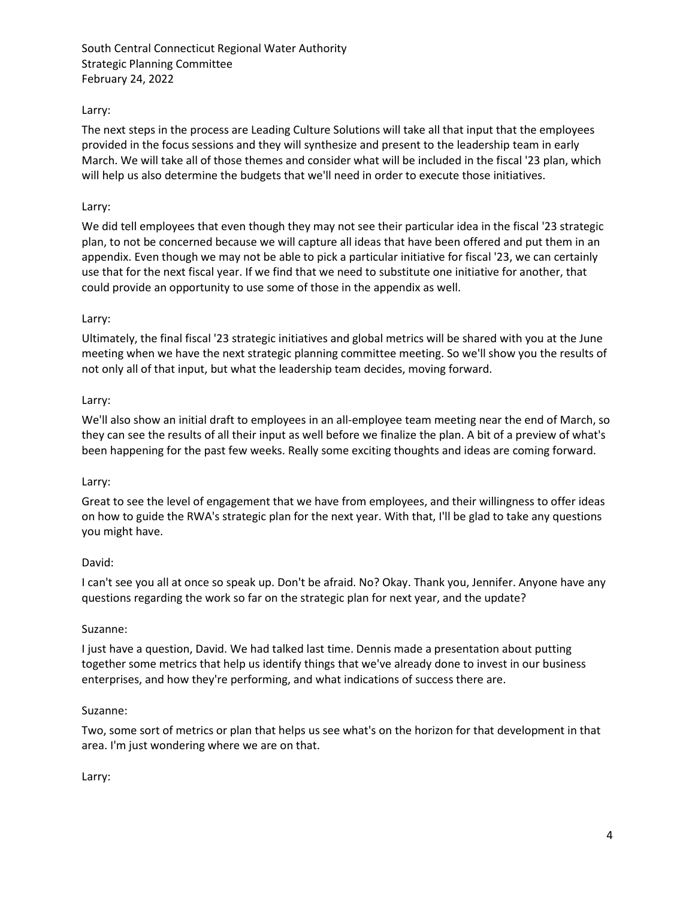Larry:

The next steps in the process are Leading Culture Solutions will take all that input that the employees provided in the focus sessions and they will synthesize and present to the leadership team in early March. We will take all of those themes and consider what will be included in the fiscal '23 plan, which will help us also determine the budgets that we'll need in order to execute those initiatives.

Larry:

We did tell employees that even though they may not see their particular idea in the fiscal '23 strategic plan, to not be concerned because we will capture all ideas that have been offered and put them in an appendix. Even though we may not be able to pick a particular initiative for fiscal '23, we can certainly use that for the next fiscal year. If we find that we need to substitute one initiative for another, that could provide an opportunity to use some of those in the appendix as well.

Larry:

Ultimately, the final fiscal '23 strategic initiatives and global metrics will be shared with you at the June meeting when we have the next strategic planning committee meeting. So we'll show you the results of not only all of that input, but what the leadership team decides, moving forward.

Larry:

We'll also show an initial draft to employees in an all-employee team meeting near the end of March, so they can see the results of all their input as well before we finalize the plan. A bit of a preview of what's been happening for the past few weeks. Really some exciting thoughts and ideas are coming forward.

Larry:

Great to see the level of engagement that we have from employees, and their willingness to offer ideas on how to guide the RWA's strategic plan for the next year. With that, I'll be glad to take any questions you might have.

David:

I can't see you all at once so speak up. Don't be afraid. No? Okay. Thank you, Jennifer. Anyone have any questions regarding the work so far on the strategic plan for next year, and the update?

Suzanne:

I just have a question, David. We had talked last time. Dennis made a presentation about putting together some metrics that help us identify things that we've already done to invest in our business enterprises, and how they're performing, and what indications of success there are.

Suzanne:

Two, some sort of metrics or plan that helps us see what's on the horizon for that development in that area. I'm just wondering where we are on that.

Larry: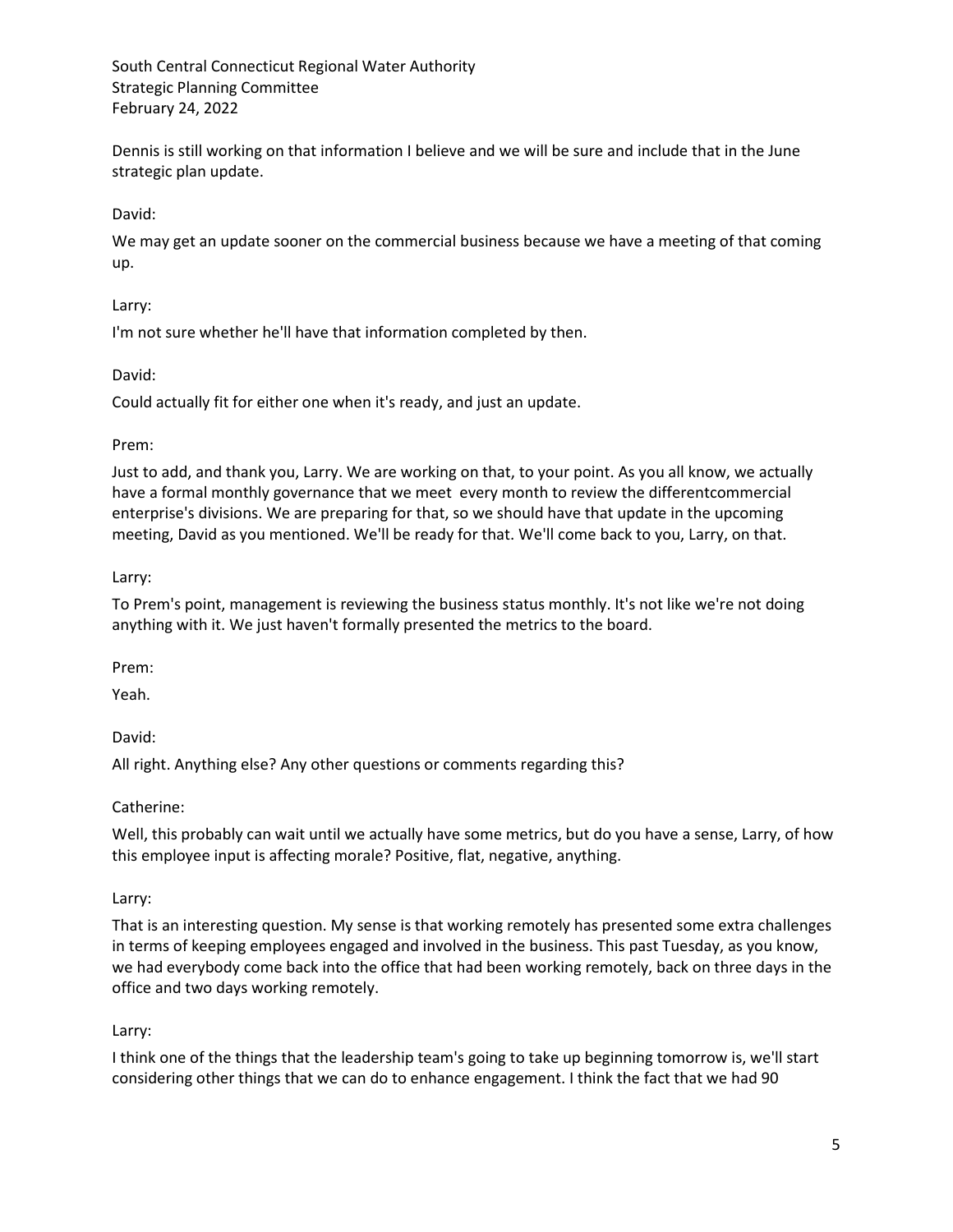Dennis is still working on that information I believe and we will be sure and include that in the June strategic plan update.

David:

We may get an update sooner on the commercial business because we have a meeting of that coming up.

Larry:

I'm not sure whether he'll have that information completed by then.

David:

Could actually fit for either one when it's ready, and just an update.

Prem:

Just to add, and thank you, Larry. We are working on that, to your point. As you all know, we actually have a formal monthly governance that we meet every month to review the differentcommercial enterprise's divisions. We are preparing for that, so we should have that update in the upcoming meeting, David as you mentioned. We'll be ready for that. We'll come back to you, Larry, on that.

Larry:

To Prem's point, management is reviewing the business status monthly. It's not like we're not doing anything with it. We just haven't formally presented the metrics to the board.

Prem:

Yeah.

David:

All right. Anything else? Any other questions or comments regarding this?

Catherine:

Well, this probably can wait until we actually have some metrics, but do you have a sense, Larry, of how this employee input is affecting morale? Positive, flat, negative, anything.

Larry:

That is an interesting question. My sense is that working remotely has presented some extra challenges in terms of keeping employees engaged and involved in the business. This past Tuesday, as you know, we had everybody come back into the office that had been working remotely, back on three days in the office and two days working remotely.

Larry:

I think one of the things that the leadership team's going to take up beginning tomorrow is, we'll start considering other things that we can do to enhance engagement. I think the fact that we had 90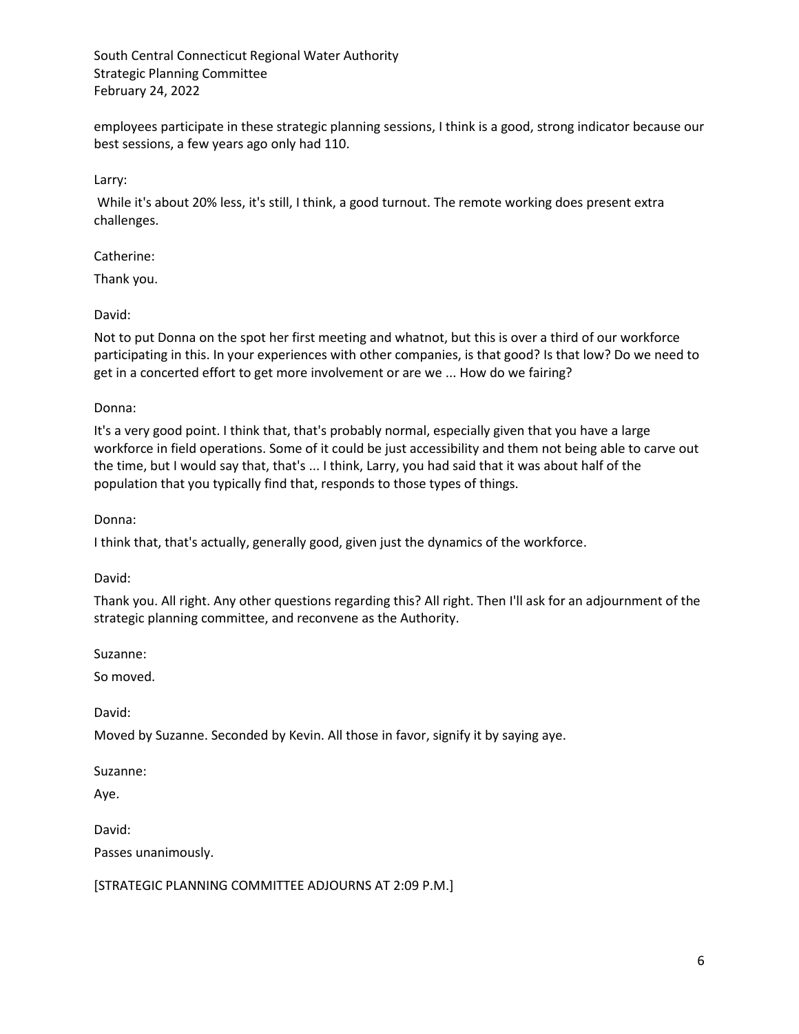employees participate in these strategic planning sessions, I think is a good, strong indicator because our best sessions, a few years ago only had 110.

Larry:

While it's about 20% less, it's still, I think, a good turnout. The remote working does present extra challenges.

Catherine:

Thank you.

David:

Not to put Donna on the spot her first meeting and whatnot, but this is over a third of our workforce participating in this. In your experiences with other companies, is that good? Is that low? Do we need to get in a concerted effort to get more involvement or are we ... How do we fairing?

Donna:

It's a very good point. I think that, that's probably normal, especially given that you have a large workforce in field operations. Some of it could be just accessibility and them not being able to carve out the time, but I would say that, that's ... I think, Larry, you had said that it was about half of the population that you typically find that, responds to those types of things.

Donna:

I think that, that's actually, generally good, given just the dynamics of the workforce.

David:

Thank you. All right. Any other questions regarding this? All right. Then I'll ask for an adjournment of the strategic planning committee, and reconvene as the Authority.

Suzanne:

So moved.

David:

Moved by Suzanne. Seconded by Kevin. All those in favor, signify it by saying aye.

Suzanne:

Aye.

David:

Passes unanimously.

[STRATEGIC PLANNING COMMITTEE ADJOURNS AT 2:09 P.M.]